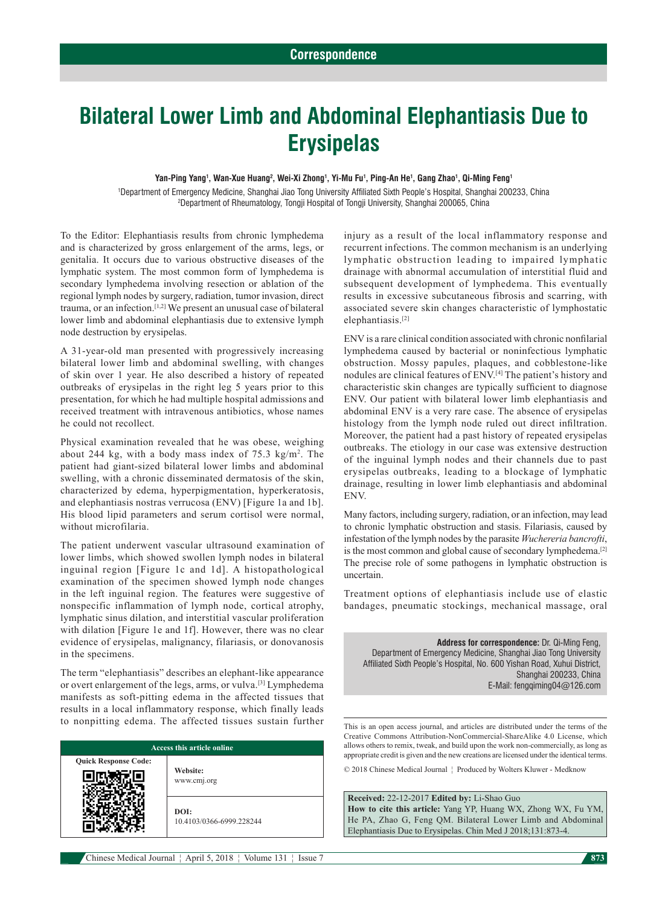Correspondence

# Bilateral Lower Limb and Abdominal Elephantiasis Due to Erysipelas

**Yan-Ping Yang[1], Wan-Xue Huang[2], Wei-Xi Zhong[1], Yi-Mu Fu[1], Ping-An He[1], Gang Zhao[1], Qi-Ming Feng[1]**

[1]Department of Emergency Medicine, Shanghai Jiao Tong University Affiliated Sixth People's Hospital, Shanghai 200233, China
[2]Department of Rheumatology, Tongji Hospital of Tongji University, Shanghai 200065, China

To the Editor: Elephantiasis results from chronic lymphedema and is characterized by gross enlargement of the arms, legs, or genitalia. It occurs due to various obstructive diseases of the lymphatic system. The most common form of lymphedema is secondary lymphedema involving resection or ablation of the regional lymph nodes by surgery, radiation, tumor invasion, direct trauma, or an infection.[1,2] We present an unusual case of bilateral lower limb and abdominal elephantiasis due to extensive lymph node destruction by erysipelas.

A 31-year-old man presented with progressively increasing bilateral lower limb and abdominal swelling, with changes of skin over 1 year. He also described a history of repeated outbreaks of erysipelas in the right leg 5 years prior to this presentation, for which he had multiple hospital admissions and received treatment with intravenous antibiotics, whose names he could not recollect.

Physical examination revealed that he was obese, weighing about 244 kg, with a body mass index of 75.3 kg/m$^2$. The patient had giant-sized bilateral lower limbs and abdominal swelling, with a chronic disseminated dermatosis of the skin, characterized by edema, hyperpigmentation, hyperkeratosis, and elephantiasis nostras verrucosa (ENV) [Figure 1a and 1b]. His blood lipid parameters and serum cortisol were normal, without microfilaria.

The patient underwent vascular ultrasound examination of lower limbs, which showed swollen lymph nodes in bilateral inguinal region [Figure 1c and 1d]. A histopathological examination of the specimen showed lymph node changes in the left inguinal region. The features were suggestive of nonspecific inflammation of lymph node, cortical atrophy, lymphatic sinus dilation, and interstitial vascular proliferation with dilation [Figure 1e and 1f]. However, there was no clear evidence of erysipelas, malignancy, filariasis, or donovanosis in the specimens.

The term "elephantiasis" describes an elephant-like appearance or overt enlargement of the legs, arms, or vulva.[3] Lymphedema manifests as soft-pitting edema in the affected tissues that results in a local inflammatory response, which finally leads to nonpitting edema. The affected tissues sustain further injury as a result of the local inflammatory response and recurrent infections. The common mechanism is an underlying lymphatic obstruction leading to impaired lymphatic drainage with abnormal accumulation of interstitial fluid and subsequent development of lymphedema. This eventually results in excessive subcutaneous fibrosis and scarring, with associated severe skin changes characteristic of lymphostatic elephantiasis.[2]

ENV is a rare clinical condition associated with chronic nonfilarial lymphedema caused by bacterial or noninfectious lymphatic obstruction. Mossy papules, plaques, and cobblestone-like nodules are clinical features of ENV.[4] The patient's history and characteristic skin changes are typically sufficient to diagnose ENV. Our patient with bilateral lower limb elephantiasis and abdominal ENV is a very rare case. The absence of erysipelas histology from the lymph node ruled out direct infiltration. Moreover, the patient had a past history of repeated erysipelas outbreaks. The etiology in our case was extensive destruction of the inguinal lymph nodes and their channels due to past erysipelas outbreaks, leading to a blockage of lymphatic drainage, resulting in lower limb elephantiasis and abdominal ENV.

Many factors, including surgery, radiation, or an infection, may lead to chronic lymphatic obstruction and stasis. Filariasis, caused by infestation of the lymph nodes by the parasite *Wuchereria bancrofti*, is the most common and global cause of secondary lymphedema.[2] The precise role of some pathogens in lymphatic obstruction is uncertain.

Treatment options of elephantiasis include use of elastic bandages, pneumatic stockings, mechanical massage, oral

**Address for correspondence:** Dr. Qi-Ming Feng, Department of Emergency Medicine, Shanghai Jiao Tong University Affiliated Sixth People's Hospital, No. 600 Yishan Road, Xuhui District, Shanghai 200233, China
E-Mail: fengqiming04@126.com

| Access this article online | |
|---|---|
| Quick Response Code: | Website: www.cmj.org |
| | DOI: 10.4103/0366-6999.228244 |

This is an open access journal, and articles are distributed under the terms of the Creative Commons Attribution-NonCommercial-ShareAlike 4.0 License, which allows others to remix, tweak, and build upon the work non-commercially, as long as appropriate credit is given and the new creations are licensed under the identical terms.

© 2018 Chinese Medical Journal ¦ Produced by Wolters Kluwer - Medknow

**Received:** 22-12-2017 **Edited by:** Li-Shao Guo
**How to cite this article:** Yang YP, Huang WX, Zhong WX, Fu YM, He PA, Zhao G, Feng QM. Bilateral Lower Limb and Abdominal Elephantiasis Due to Erysipelas. Chin Med J 2018;131:873-4.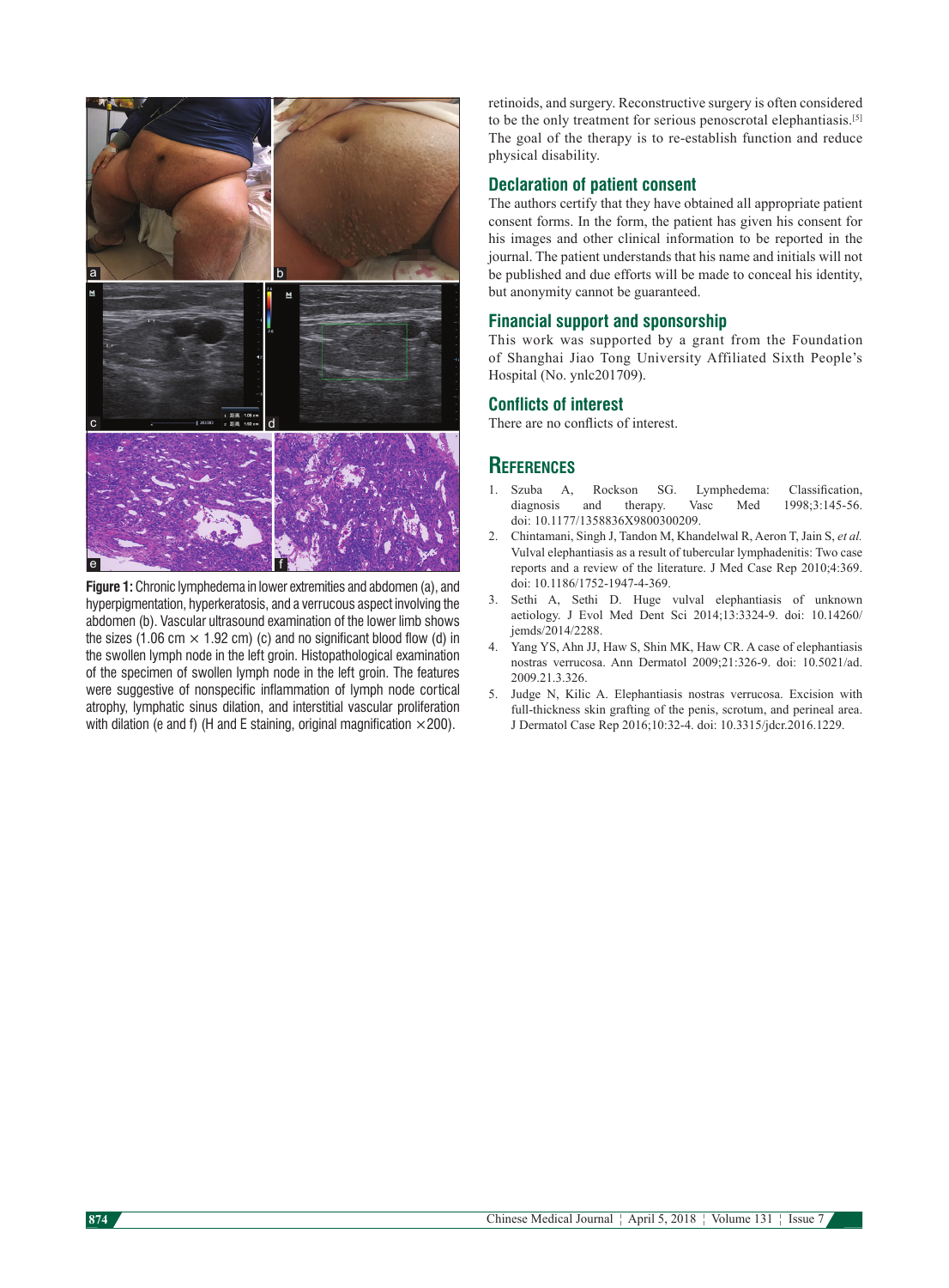Figure 1: Chronic lymphedema in lower extremities and abdomen (a), and hyperpigmentation, hyperkeratosis, and a verrucous aspect involving the abdomen (b). Vascular ultrasound examination of the lower limb shows the sizes (1.06 cm × 1.92 cm) (c) and no significant blood flow (d) in the swollen lymph node in the left groin. Histopathological examination of the specimen of swollen lymph node in the left groin. The features were suggestive of nonspecific inflammation of lymph node cortical atrophy, lymphatic sinus dilation, and interstitial vascular proliferation with dilation (e and f) (H and E staining, original magnification ×200).

retinoids, and surgery. Reconstructive surgery is often considered to be the only treatment for serious penoscrotal elephantiasis.[5] The goal of the therapy is to re-establish function and reduce physical disability.

## Declaration of patient consent

The authors certify that they have obtained all appropriate patient consent forms. In the form, the patient has given his consent for his images and other clinical information to be reported in the journal. The patient understands that his name and initials will not be published and due efforts will be made to conceal his identity, but anonymity cannot be guaranteed.

## Financial support and sponsorship

This work was supported by a grant from the Foundation of Shanghai Jiao Tong University Affiliated Sixth People's Hospital (No. ynlc201709).

## Conflicts of interest

There are no conflicts of interest.

## References

1. Szuba A, Rockson SG. Lymphedema: Classification, diagnosis and therapy. Vasc Med 1998;3:145-56. doi: 10.1177/1358836X9800300209.
2. Chintamani, Singh J, Tandon M, Khandelwal R, Aeron T, Jain S, *et al.* Vulval elephantiasis as a result of tubercular lymphadenitis: Two case reports and a review of the literature. J Med Case Rep 2010;4:369. doi: 10.1186/1752-1947-4-369.
3. Sethi A, Sethi D. Huge vulval elephantiasis of unknown aetiology. J Evol Med Dent Sci 2014;13:3324-9. doi: 10.14260/jemds/2014/2288.
4. Yang YS, Ahn JJ, Haw S, Shin MK, Haw CR. A case of elephantiasis nostras verrucosa. Ann Dermatol 2009;21:326-9. doi: 10.5021/ad.2009.21.3.326.
5. Judge N, Kilic A. Elephantiasis nostras verrucosa. Excision with full-thickness skin grafting of the penis, scrotum, and perineal area. J Dermatol Case Rep 2016;10:32-4. doi: 10.3315/jdcr.2016.1229.